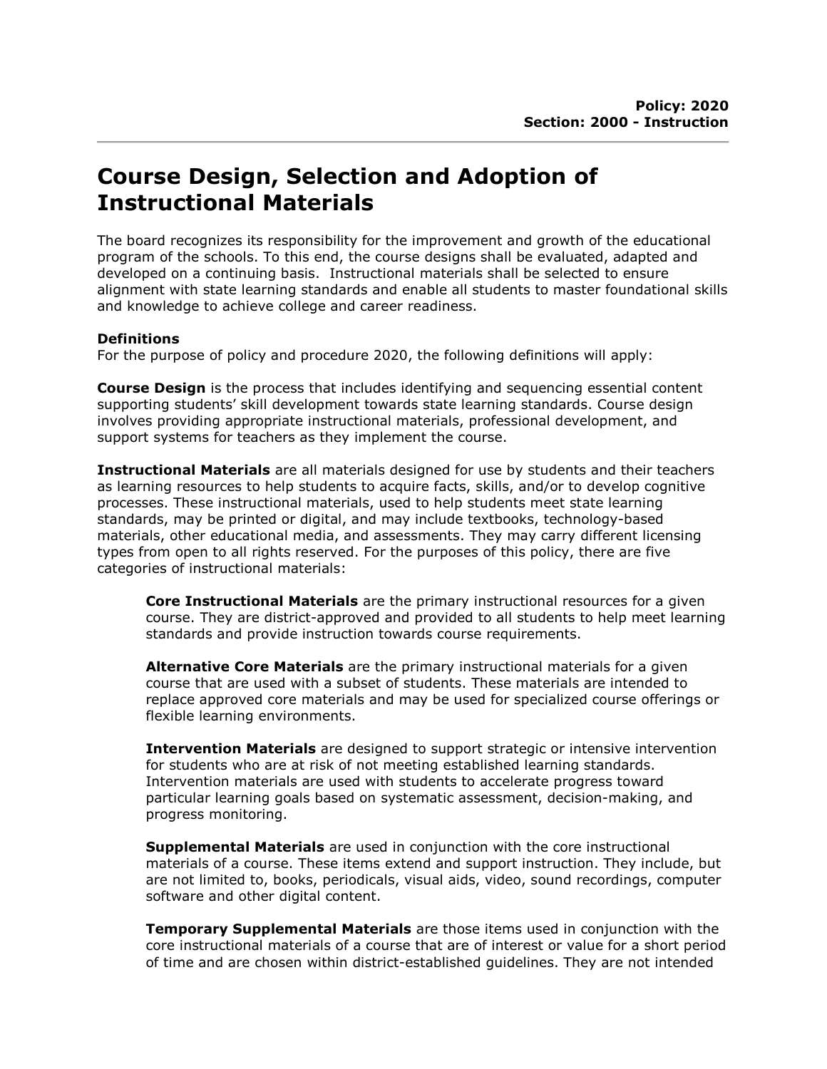**Policy: 2020**
**Section: 2000 - Instruction**

# Course Design, Selection and Adoption of Instructional Materials

The board recognizes its responsibility for the improvement and growth of the educational program of the schools. To this end, the course designs shall be evaluated, adapted and developed on a continuing basis. Instructional materials shall be selected to ensure alignment with state learning standards and enable all students to master foundational skills and knowledge to achieve college and career readiness.

**Definitions**
For the purpose of policy and procedure 2020, the following definitions will apply:

**Course Design** is the process that includes identifying and sequencing essential content supporting students' skill development towards state learning standards. Course design involves providing appropriate instructional materials, professional development, and support systems for teachers as they implement the course.

**Instructional Materials** are all materials designed for use by students and their teachers as learning resources to help students to acquire facts, skills, and/or to develop cognitive processes. These instructional materials, used to help students meet state learning standards, may be printed or digital, and may include textbooks, technology-based materials, other educational media, and assessments. They may carry different licensing types from open to all rights reserved. For the purposes of this policy, there are five categories of instructional materials:

> **Core Instructional Materials** are the primary instructional resources for a given course. They are district-approved and provided to all students to help meet learning standards and provide instruction towards course requirements.
>
> **Alternative Core Materials** are the primary instructional materials for a given course that are used with a subset of students. These materials are intended to replace approved core materials and may be used for specialized course offerings or flexible learning environments.
>
> **Intervention Materials** are designed to support strategic or intensive intervention for students who are at risk of not meeting established learning standards. Intervention materials are used with students to accelerate progress toward particular learning goals based on systematic assessment, decision-making, and progress monitoring.
>
> **Supplemental Materials** are used in conjunction with the core instructional materials of a course. These items extend and support instruction. They include, but are not limited to, books, periodicals, visual aids, video, sound recordings, computer software and other digital content.
>
> **Temporary Supplemental Materials** are those items used in conjunction with the core instructional materials of a course that are of interest or value for a short period of time and are chosen within district-established guidelines. They are not intended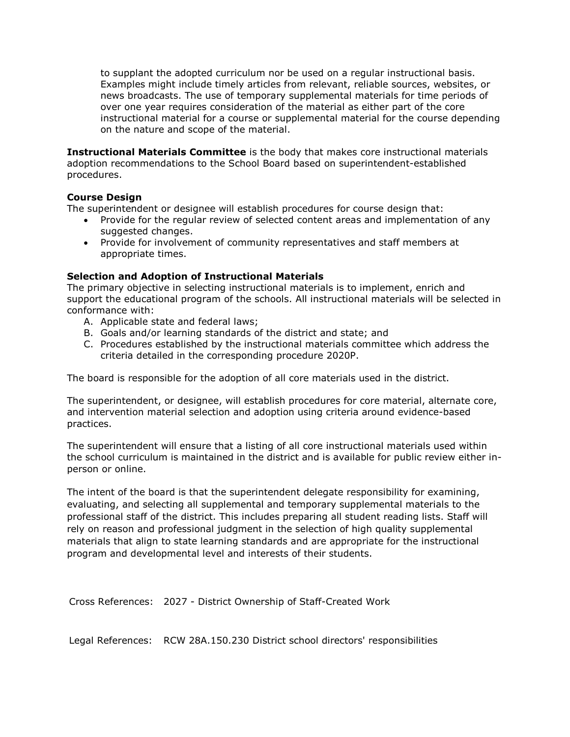to supplant the adopted curriculum nor be used on a regular instructional basis. Examples might include timely articles from relevant, reliable sources, websites, or news broadcasts. The use of temporary supplemental materials for time periods of over one year requires consideration of the material as either part of the core instructional material for a course or supplemental material for the course depending on the nature and scope of the material.

**Instructional Materials Committee** is the body that makes core instructional materials adoption recommendations to the School Board based on superintendent-established procedures.

**Course Design**

The superintendent or designee will establish procedures for course design that:

- Provide for the regular review of selected content areas and implementation of any suggested changes.
- Provide for involvement of community representatives and staff members at appropriate times.

**Selection and Adoption of Instructional Materials**

The primary objective in selecting instructional materials is to implement, enrich and support the educational program of the schools. All instructional materials will be selected in conformance with:

A. Applicable state and federal laws;
B. Goals and/or learning standards of the district and state; and
C. Procedures established by the instructional materials committee which address the criteria detailed in the corresponding procedure 2020P.

The board is responsible for the adoption of all core materials used in the district.

The superintendent, or designee, will establish procedures for core material, alternate core, and intervention material selection and adoption using criteria around evidence-based practices.

The superintendent will ensure that a listing of all core instructional materials used within the school curriculum is maintained in the district and is available for public review either in-person or online.

The intent of the board is that the superintendent delegate responsibility for examining, evaluating, and selecting all supplemental and temporary supplemental materials to the professional staff of the district. This includes preparing all student reading lists. Staff will rely on reason and professional judgment in the selection of high quality supplemental materials that align to state learning standards and are appropriate for the instructional program and developmental level and interests of their students.

Cross References: 2027 - District Ownership of Staff-Created Work

Legal References: RCW 28A.150.230 District school directors' responsibilities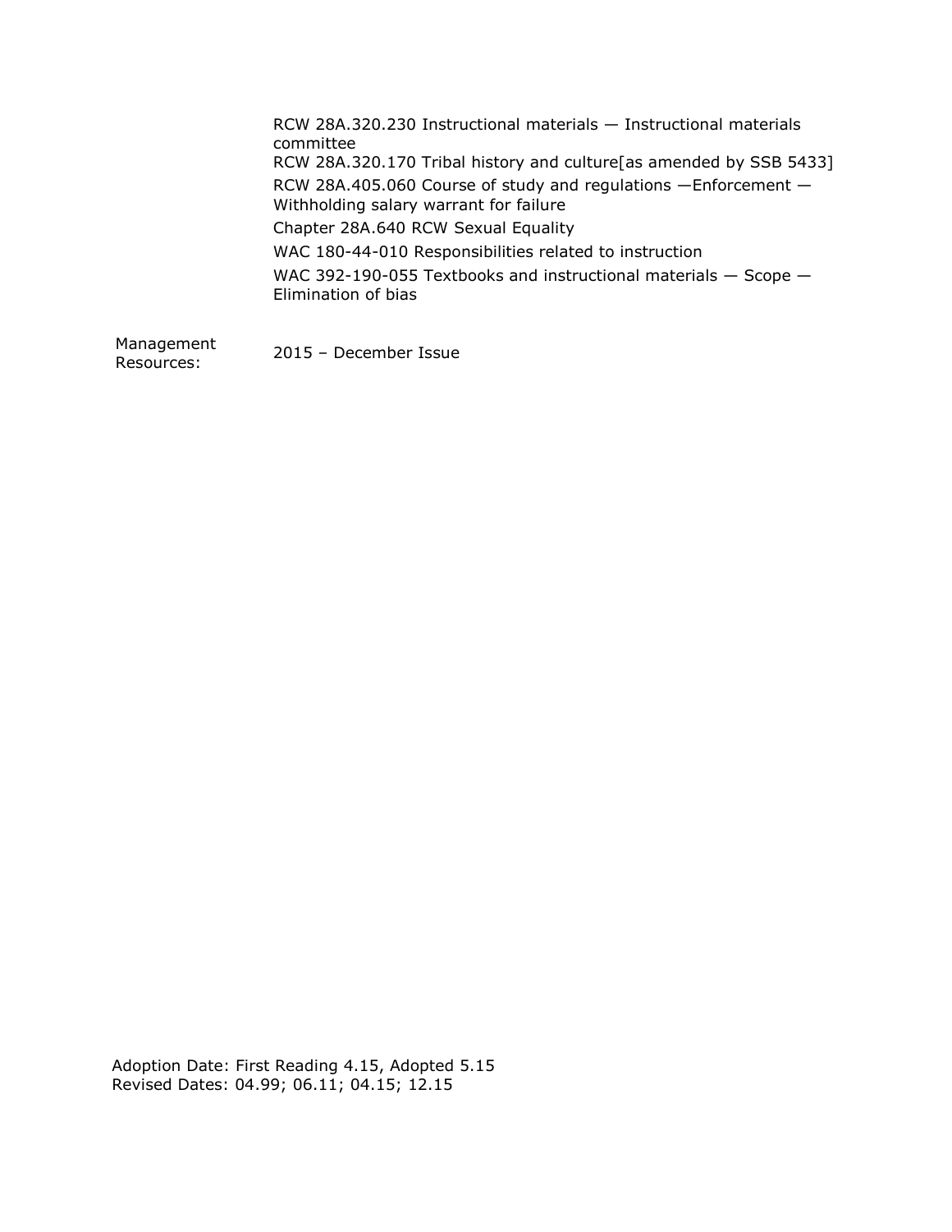RCW 28A.320.230 Instructional materials — Instructional materials committee
RCW 28A.320.170 Tribal history and culture[as amended by SSB 5433]
RCW 28A.405.060 Course of study and regulations —Enforcement — Withholding salary warrant for failure
Chapter 28A.640 RCW Sexual Equality
WAC 180-44-010 Responsibilities related to instruction
WAC 392-190-055 Textbooks and instructional materials — Scope — Elimination of bias

Management Resources: 2015 – December Issue

Adoption Date: First Reading 4.15, Adopted 5.15
Revised Dates: 04.99; 06.11; 04.15; 12.15